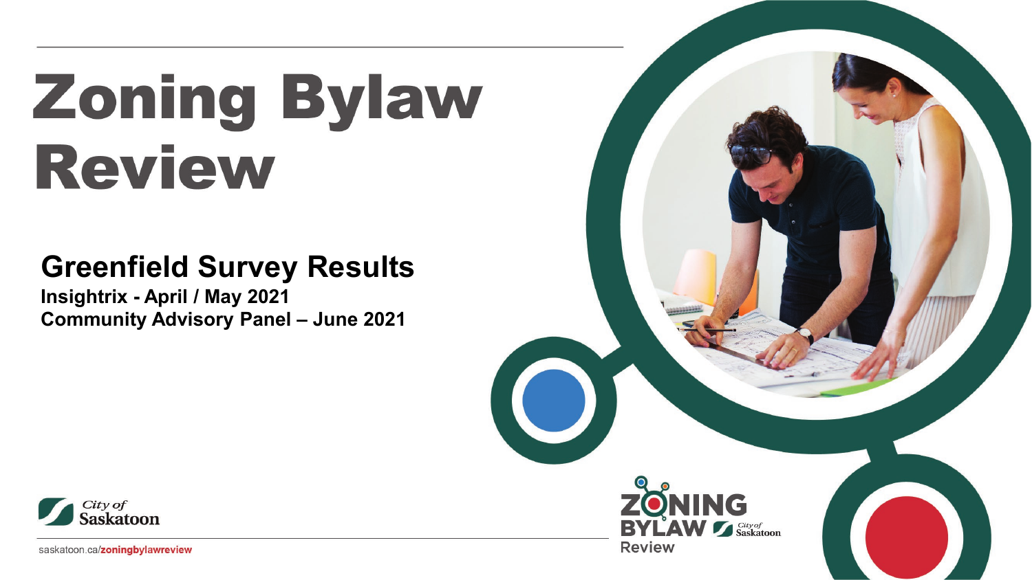# Zoning Bylaw Review

## Greenfield Survey Results

**Insightrix - April / May 2021**

**Community Advisory Panel – June 2021**

City of Saskatoon

saskatoon.ca/**zoningbylawreview**

ZONING BYLAW Review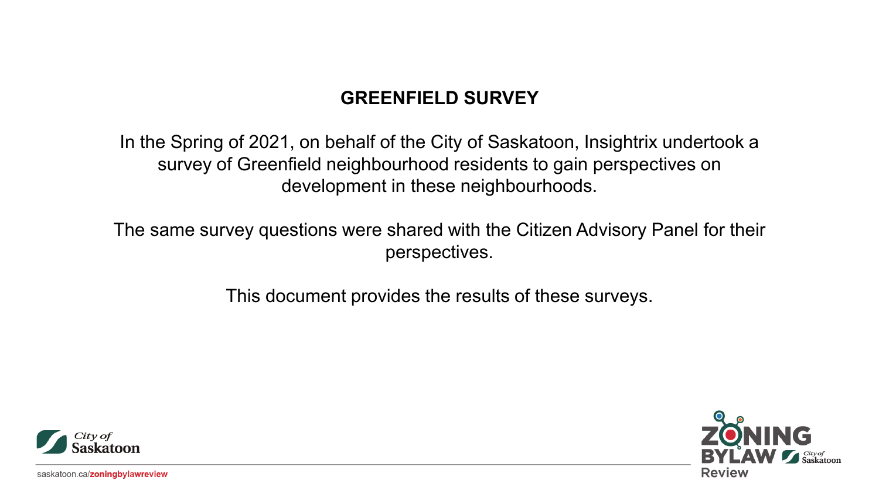## GREENFIELD SURVEY

In the Spring of 2021, on behalf of the City of Saskatoon, Insightrix undertook a survey of Greenfield neighbourhood residents to gain perspectives on development in these neighbourhoods.

The same survey questions were shared with the Citizen Advisory Panel for their perspectives.

This document provides the results of these surveys.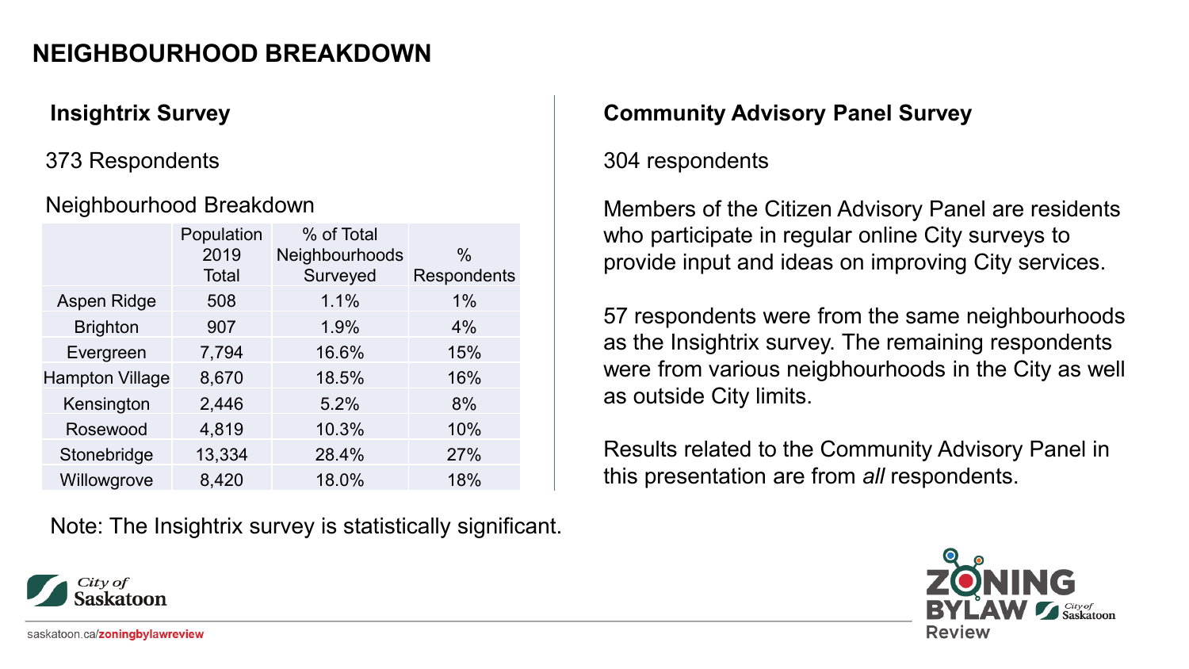# NEIGHBOURHOOD BREAKDOWN

## Insightrix Survey

373 Respondents

Neighbourhood Breakdown

| | Population 2019 Total | % of Total Neighbourhoods Surveyed | % Respondents |
|---|---|---|---|
| Aspen Ridge | 508 | 1.1% | 1% |
| Brighton | 907 | 1.9% | 4% |
| Evergreen | 7,794 | 16.6% | 15% |
| Hampton Village | 8,670 | 18.5% | 16% |
| Kensington | 2,446 | 5.2% | 8% |
| Rosewood | 4,819 | 10.3% | 10% |
| Stonebridge | 13,334 | 28.4% | 27% |
| Willowgrove | 8,420 | 18.0% | 18% |

Note: The Insightrix survey is statistically significant.

## Community Advisory Panel Survey

304 respondents

Members of the Citizen Advisory Panel are residents who participate in regular online City surveys to provide input and ideas on improving City services.

57 respondents were from the same neighbourhoods as the Insightrix survey. The remaining respondents were from various neigbhourhoods in the City as well as outside City limits.

Results related to the Community Advisory Panel in this presentation are from *all* respondents.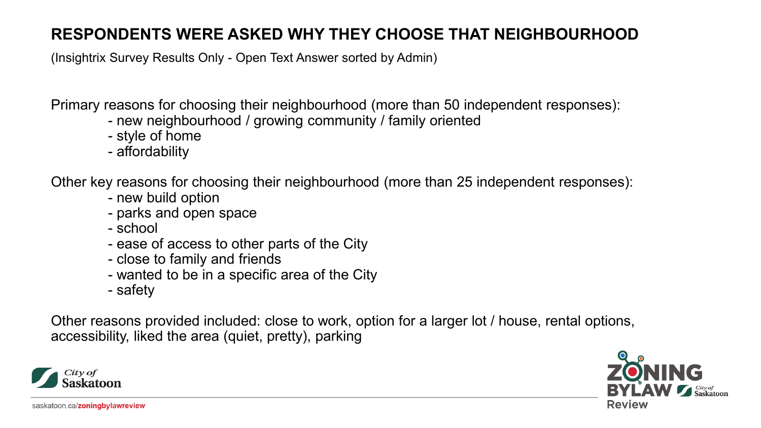# RESPONDENTS WERE ASKED WHY THEY CHOOSE THAT NEIGHBOURHOOD

(Insightrix Survey Results Only - Open Text Answer sorted by Admin)

Primary reasons for choosing their neighbourhood (more than 50 independent responses):

- new neighbourhood / growing community / family oriented
- style of home
- affordability

Other key reasons for choosing their neighbourhood (more than 25 independent responses):

- new build option
- parks and open space
- school
- ease of access to other parts of the City
- close to family and friends
- wanted to be in a specific area of the City
- safety

Other reasons provided included: close to work, option for a larger lot / house, rental options, accessibility, liked the area (quiet, pretty), parking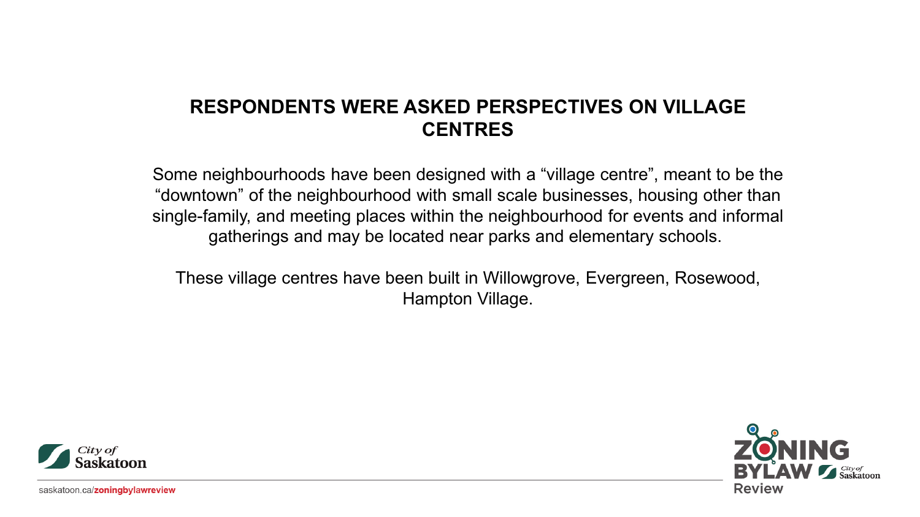# RESPONDENTS WERE ASKED PERSPECTIVES ON VILLAGE CENTRES

Some neighbourhoods have been designed with a “village centre”, meant to be the “downtown” of the neighbourhood with small scale businesses, housing other than single-family, and meeting places within the neighbourhood for events and informal gatherings and may be located near parks and elementary schools.

These village centres have been built in Willowgrove, Evergreen, Rosewood, Hampton Village.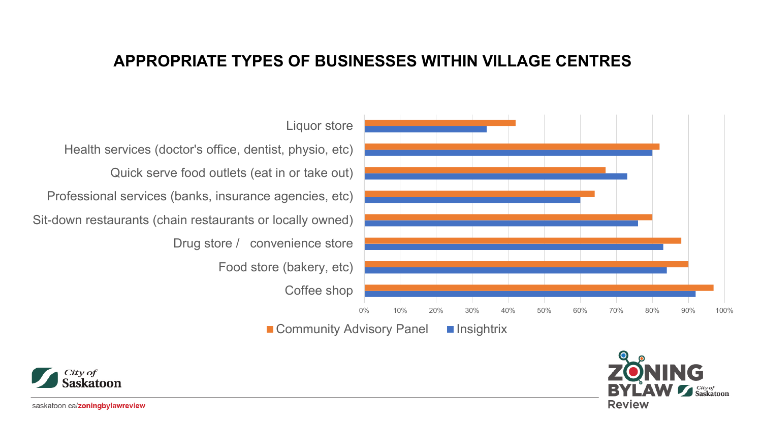# APPROPRIATE TYPES OF BUSINESSES WITHIN VILLAGE CENTRES

| Business type | Community Advisory Panel | Insightrix |
| --- | --- | --- |
| Liquor store | 42% | 34% |
| Health services (doctor's office, dentist, physio, etc) | 82% | 80% |
| Quick serve food outlets (eat in or take out) | 67% | 73% |
| Professional services (banks, insurance agencies, etc) | 64% | 60% |
| Sit-down restaurants (chain restaurants or locally owned) | 80% | 76% |
| Drug store / convenience store | 88% | 83% |
| Food store (bakery, etc) | 90% | 84% |
| Coffee shop | 97% | 92% |

saskatoon.ca/zoningbylawreview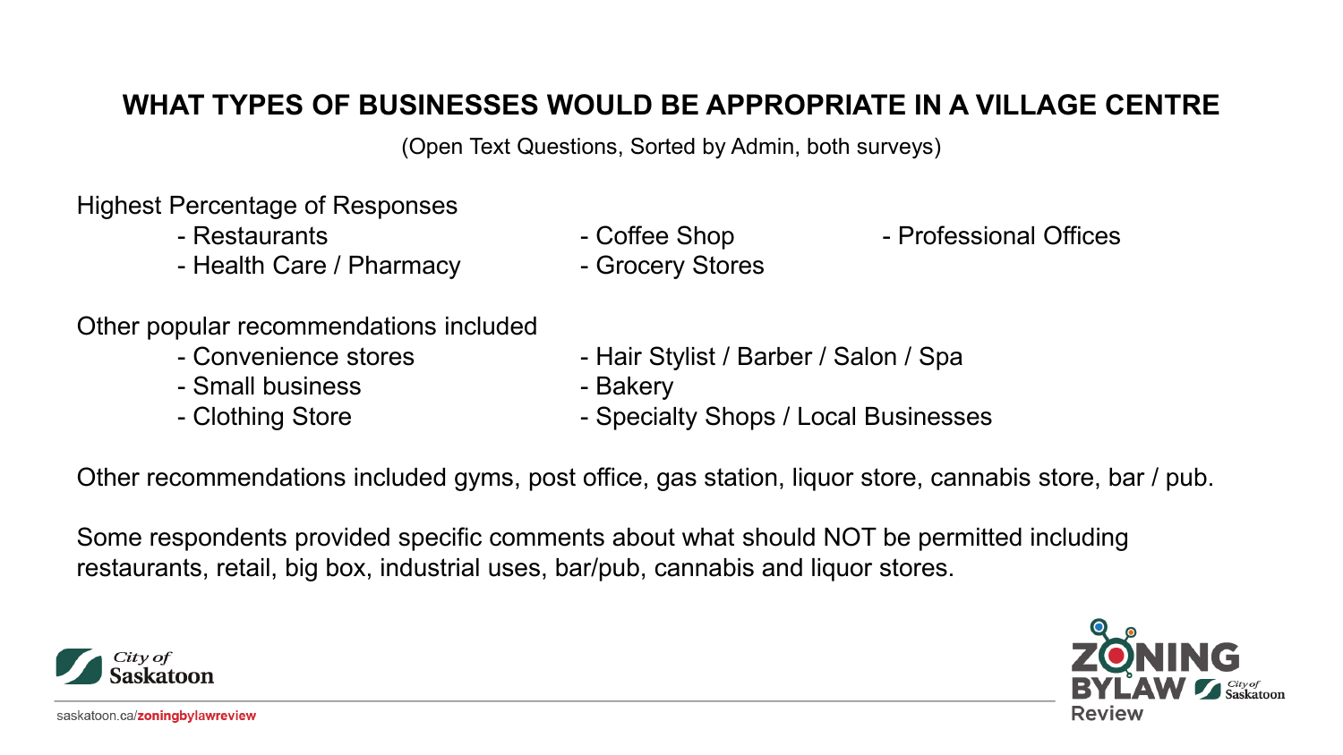## WHAT TYPES OF BUSINESSES WOULD BE APPROPRIATE IN A VILLAGE CENTRE

(Open Text Questions, Sorted by Admin, both surveys)

Highest Percentage of Responses

- Restaurants
- Health Care / Pharmacy
- Coffee Shop
- Grocery Stores
- Professional Offices

Other popular recommendations included

- Convenience stores
- Small business
- Clothing Store
- Hair Stylist / Barber / Salon / Spa
- Bakery
- Specialty Shops / Local Businesses

Other recommendations included gyms, post office, gas station, liquor store, cannabis store, bar / pub.

Some respondents provided specific comments about what should NOT be permitted including restaurants, retail, big box, industrial uses, bar/pub, cannabis and liquor stores.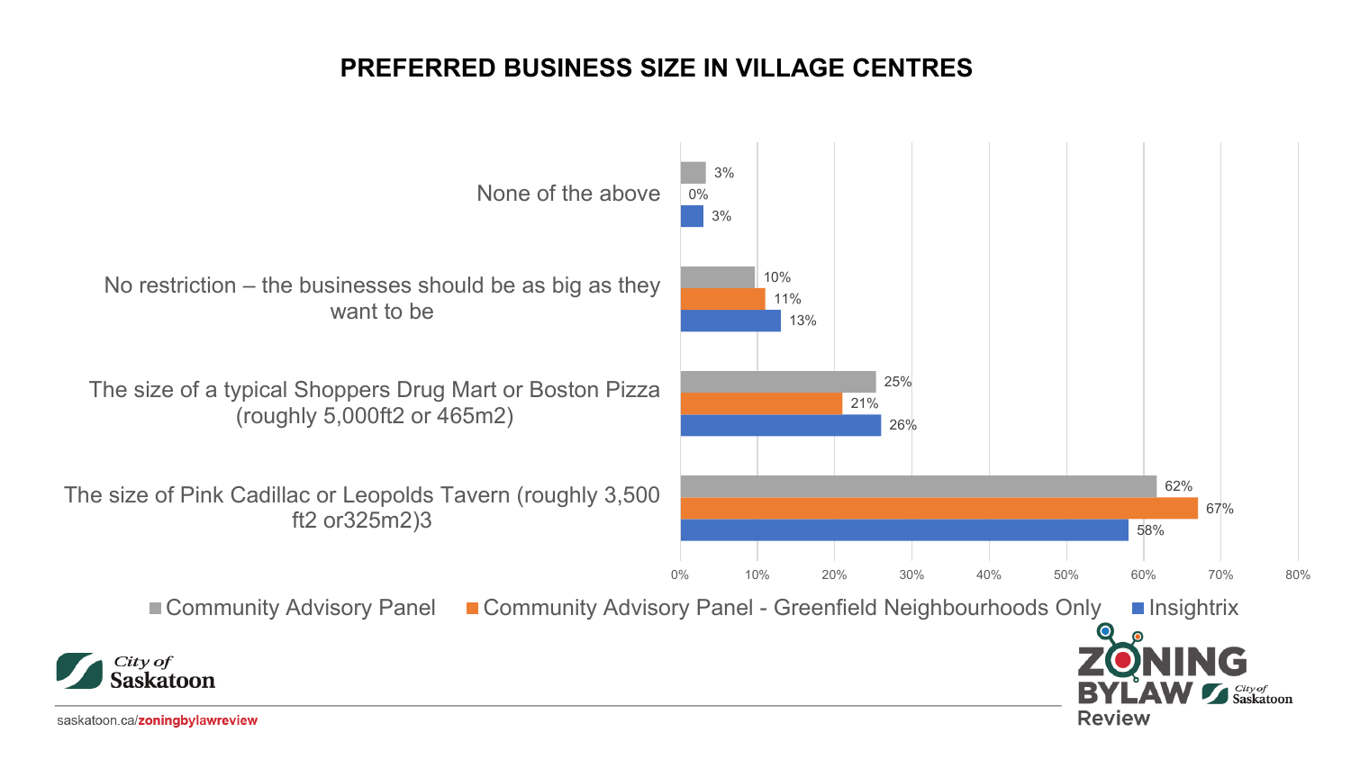# PREFERRED BUSINESS SIZE IN VILLAGE CENTRES

| | Community Advisory Panel | Community Advisory Panel - Greenfield Neighbourhoods Only | Insightrix |
| --- | --- | --- | --- |
| None of the above | 3% | 0% | 3% |
| No restriction – the businesses should be as big as they want to be | 10% | 11% | 13% |
| The size of a typical Shoppers Drug Mart or Boston Pizza (roughly 5,000ft2 or 465m2) | 25% | 21% | 26% |
| The size of Pink Cadillac or Leopolds Tavern (roughly 3,500 ft2 or325m2)3 | 62% | 67% | 58% |

saskatoon.ca/zoningbylawreview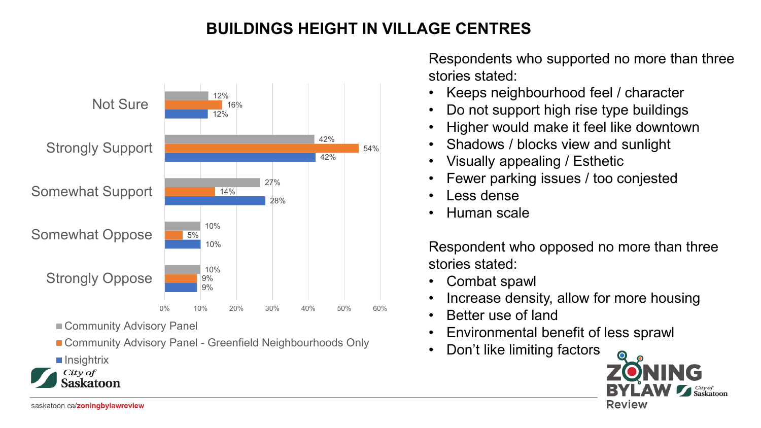# BUILDINGS HEIGHT IN VILLAGE CENTRES

| | Community Advisory Panel | Community Advisory Panel - Greenfield Neighbourhoods Only | Insightrix |
|---|---|---|---|
| Not Sure | 12% | 16% | 12% |
| Strongly Support | 42% | 54% | 42% |
| Somewhat Support | 27% | 14% | 28% |
| Somewhat Oppose | 10% | 5% | 10% |
| Strongly Oppose | 10% | 9% | 9% |

Respondents who supported no more than three stories stated:

- Keeps neighbourhood feel / character
- Do not support high rise type buildings
- Higher would make it feel like downtown
- Shadows / blocks view and sunlight
- Visually appealing / Esthetic
- Fewer parking issues / too conjested
- Less dense
- Human scale

Respondent who opposed no more than three stories stated:

- Combat spawl
- Increase density, allow for more housing
- Better use of land
- Environmental benefit of less sprawl
- Don't like limiting factors

saskatoon.ca/zoningbylawreview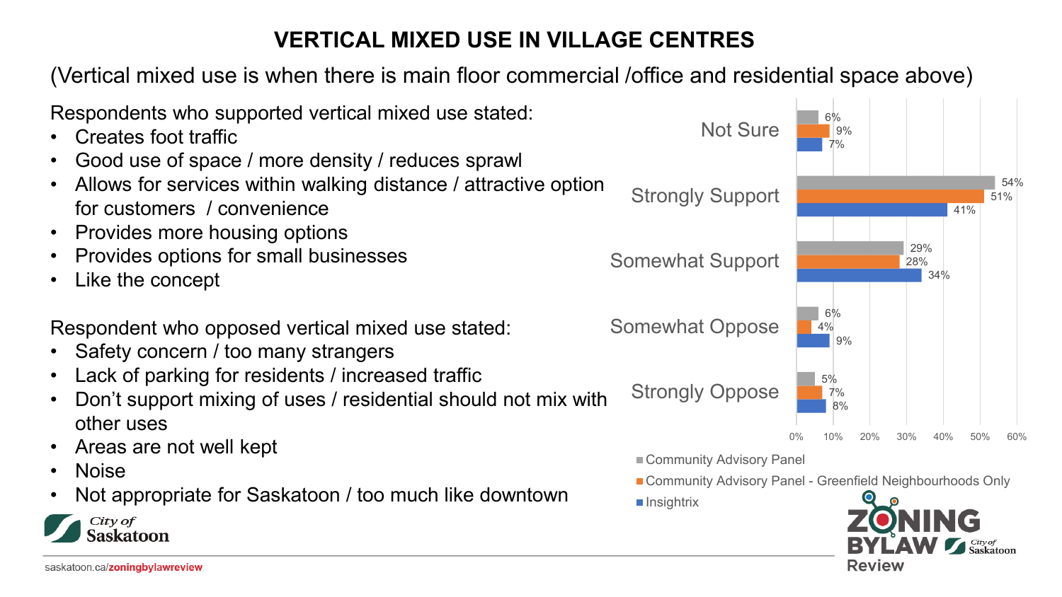# VERTICAL MIXED USE IN VILLAGE CENTRES

(Vertical mixed use is when there is main floor commercial /office and residential space above)

Respondents who supported vertical mixed use stated:

- Creates foot traffic
- Good use of space / more density / reduces sprawl
- Allows for services within walking distance / attractive option for customers / convenience
- Provides more housing options
- Provides options for small businesses
- Like the concept

Respondent who opposed vertical mixed use stated:

- Safety concern / too many strangers
- Lack of parking for residents / increased traffic
- Don't support mixing of uses / residential should not mix with other uses
- Areas are not well kept
- Noise
- Not appropriate for Saskatoon / too much like downtown

| | Community Advisory Panel | Community Advisory Panel - Greenfield Neighbourhoods Only | Insightrix |
|---|---|---|---|
| Not Sure | 6% | 9% | 7% |
| Strongly Support | 54% | 51% | 41% |
| Somewhat Support | 29% | 28% | 34% |
| Somewhat Oppose | 6% | 4% | 9% |
| Strongly Oppose | 5% | 7% | 8% |

saskatoon.ca/zoningbylawreview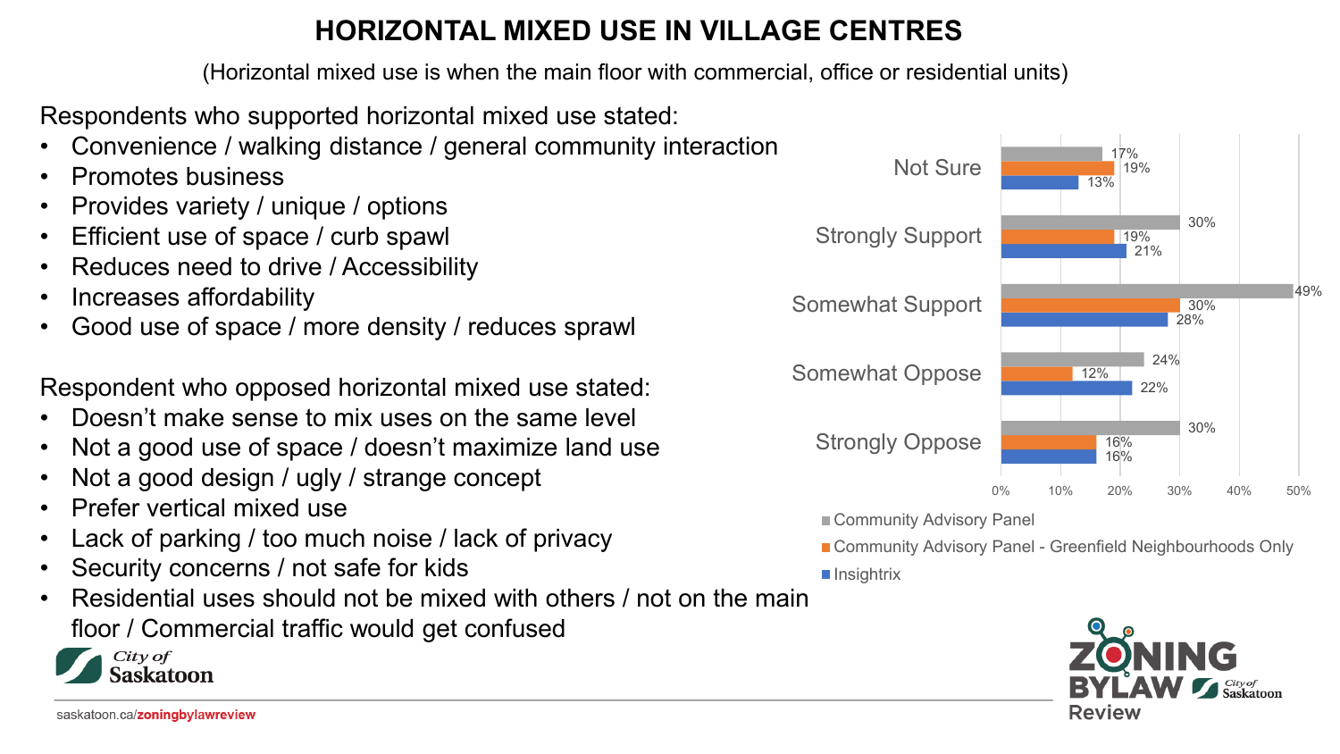# HORIZONTAL MIXED USE IN VILLAGE CENTRES

(Horizontal mixed use is when the main floor with commercial, office or residential units)

Respondents who supported horizontal mixed use stated:

- Convenience / walking distance / general community interaction
- Promotes business
- Provides variety / unique / options
- Efficient use of space / curb spawl
- Reduces need to drive / Accessibility
- Increases affordability
- Good use of space / more density / reduces sprawl

Respondent who opposed horizontal mixed use stated:

- Doesn't make sense to mix uses on the same level
- Not a good use of space / doesn't maximize land use
- Not a good design / ugly / strange concept
- Prefer vertical mixed use
- Lack of parking / too much noise / lack of privacy
- Security concerns / not safe for kids
- Residential uses should not be mixed with others / not on the main floor / Commercial traffic would get confused

| | Community Advisory Panel | Community Advisory Panel - Greenfield Neighbourhoods Only | Insightrix |
|---|---|---|---|
| Not Sure | 17% | 19% | 13% |
| Strongly Support | 30% | 19% | 21% |
| Somewhat Support | 49% | 30% | 28% |
| Somewhat Oppose | 24% | 12% | 22% |
| Strongly Oppose | 30% | 16% | 16% |

saskatoon.ca/**zoningbylawreview**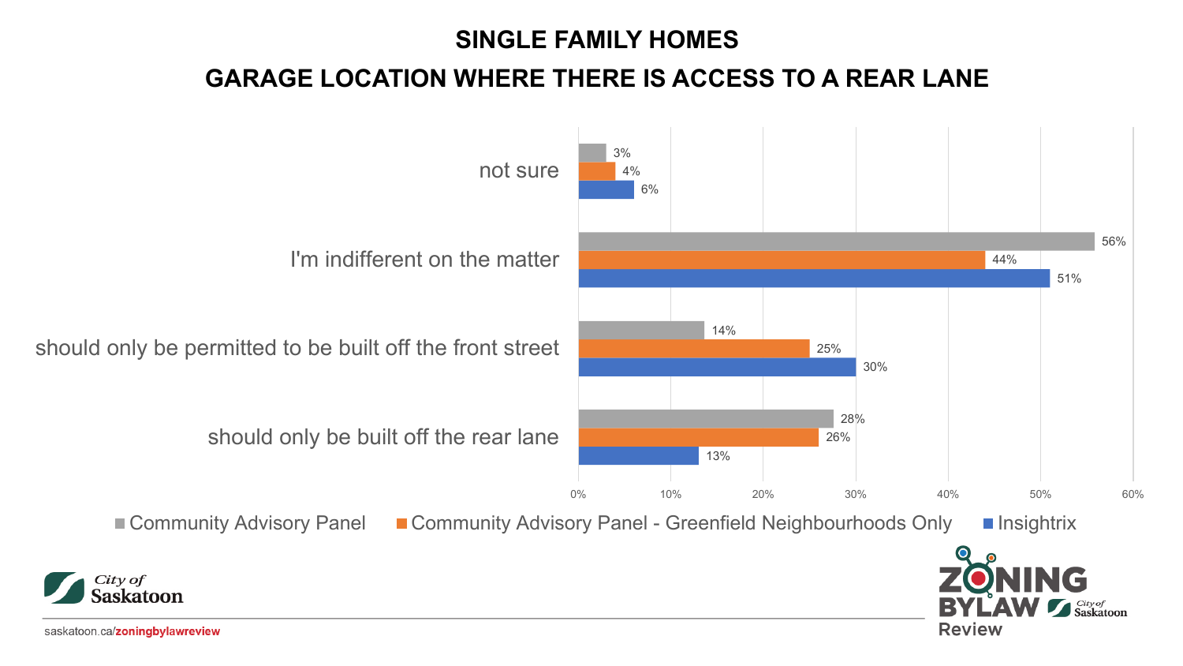# SINGLE FAMILY HOMES

## GARAGE LOCATION WHERE THERE IS ACCESS TO A REAR LANE

| | Community Advisory Panel | Community Advisory Panel - Greenfield Neighbourhoods Only | Insightrix |
| --- | --- | --- | --- |
| not sure | 3% | 4% | 6% |
| I'm indifferent on the matter | 56% | 44% | 51% |
| should only be permitted to be built off the front street | 14% | 25% | 30% |
| should only be built off the rear lane | 28% | 26% | 13% |

saskatoon.ca/zoningbylawreview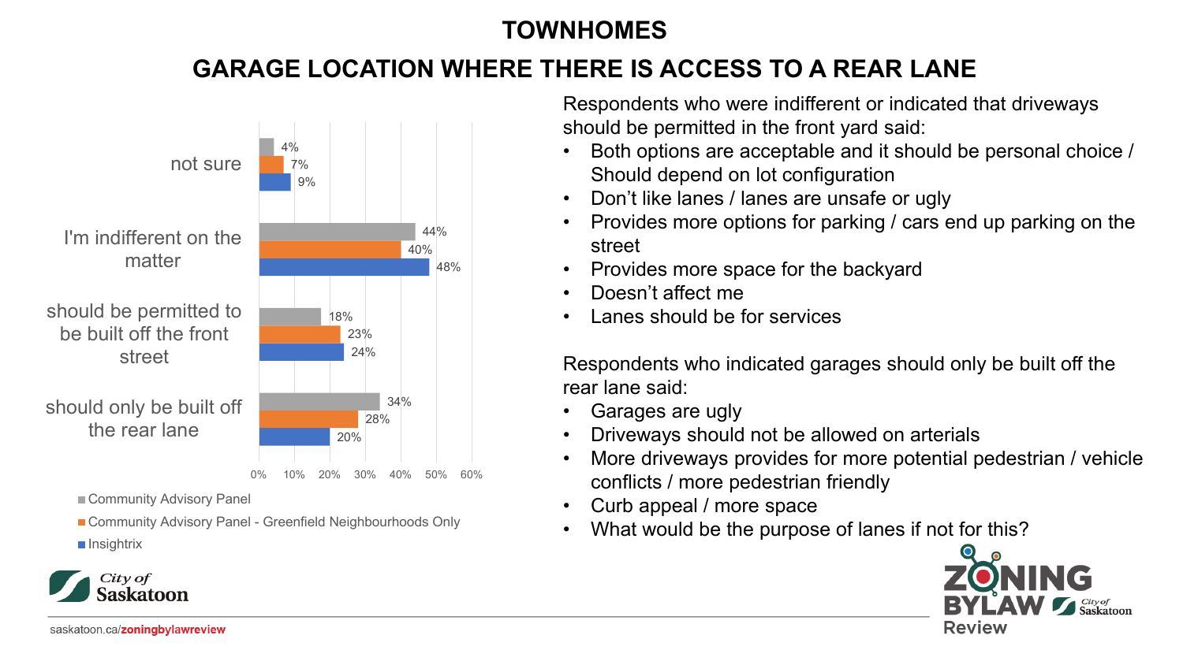# TOWNHOMES

## GARAGE LOCATION WHERE THERE IS ACCESS TO A REAR LANE

| | Community Advisory Panel | Community Advisory Panel - Greenfield Neighbourhoods Only | Insightrix |
|---|---|---|---|
| not sure | 4% | 7% | 9% |
| I'm indifferent on the matter | 44% | 40% | 48% |
| should be permitted to be built off the front street | 18% | 23% | 24% |
| should only be built off the rear lane | 34% | 28% | 20% |

Respondents who were indifferent or indicated that driveways should be permitted in the front yard said:

- Both options are acceptable and it should be personal choice / Should depend on lot configuration
- Don't like lanes / lanes are unsafe or ugly
- Provides more options for parking / cars end up parking on the street
- Provides more space for the backyard
- Doesn't affect me
- Lanes should be for services

Respondents who indicated garages should only be built off the rear lane said:

- Garages are ugly
- Driveways should not be allowed on arterials
- More driveways provides for more potential pedestrian / vehicle conflicts / more pedestrian friendly
- Curb appeal / more space
- What would be the purpose of lanes if not for this?

saskatoon.ca/zoningbylawreview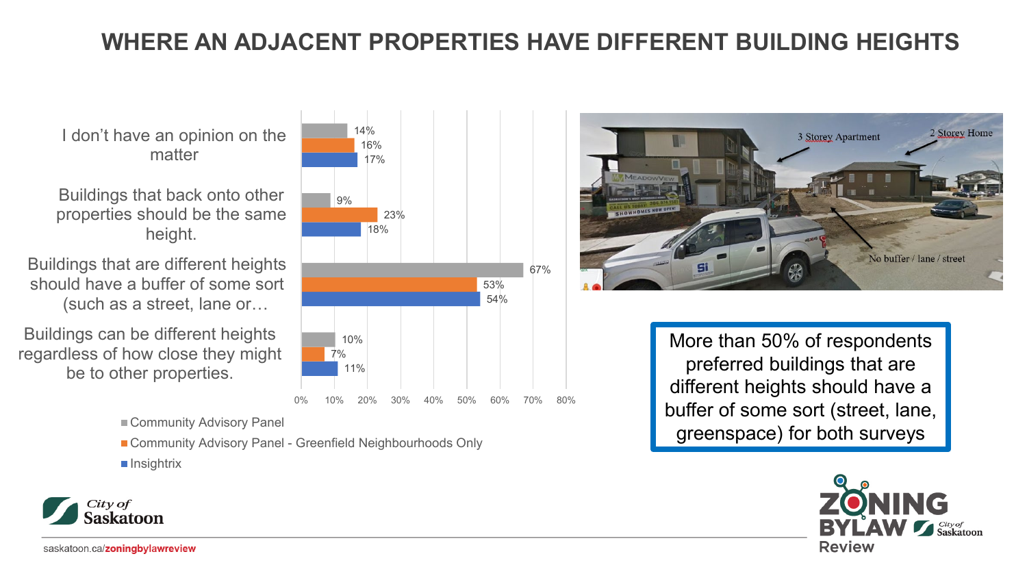# WHERE AN ADJACENT PROPERTIES HAVE DIFFERENT BUILDING HEIGHTS

| | Community Advisory Panel | Community Advisory Panel - Greenfield Neighbourhoods Only | Insightrix |
|---|---|---|---|
| I don't have an opinion on the matter | 14% | 16% | 17% |
| Buildings that back onto other properties should be the same height. | 9% | 23% | 18% |
| Buildings that are different heights should have a buffer of some sort (such as a street, lane or… | 67% | 53% | 54% |
| Buildings can be different heights regardless of how close they might be to other properties. | 10% | 7% | 11% |

3 Storey Apartment

2 Storey Home

No buffer / lane / street

More than 50% of respondents preferred buildings that are different heights should have a buffer of some sort (street, lane, greenspace) for both surveys

City of Saskatoon

saskatoon.ca/zoningbylawreview

ZONING BYLAW Review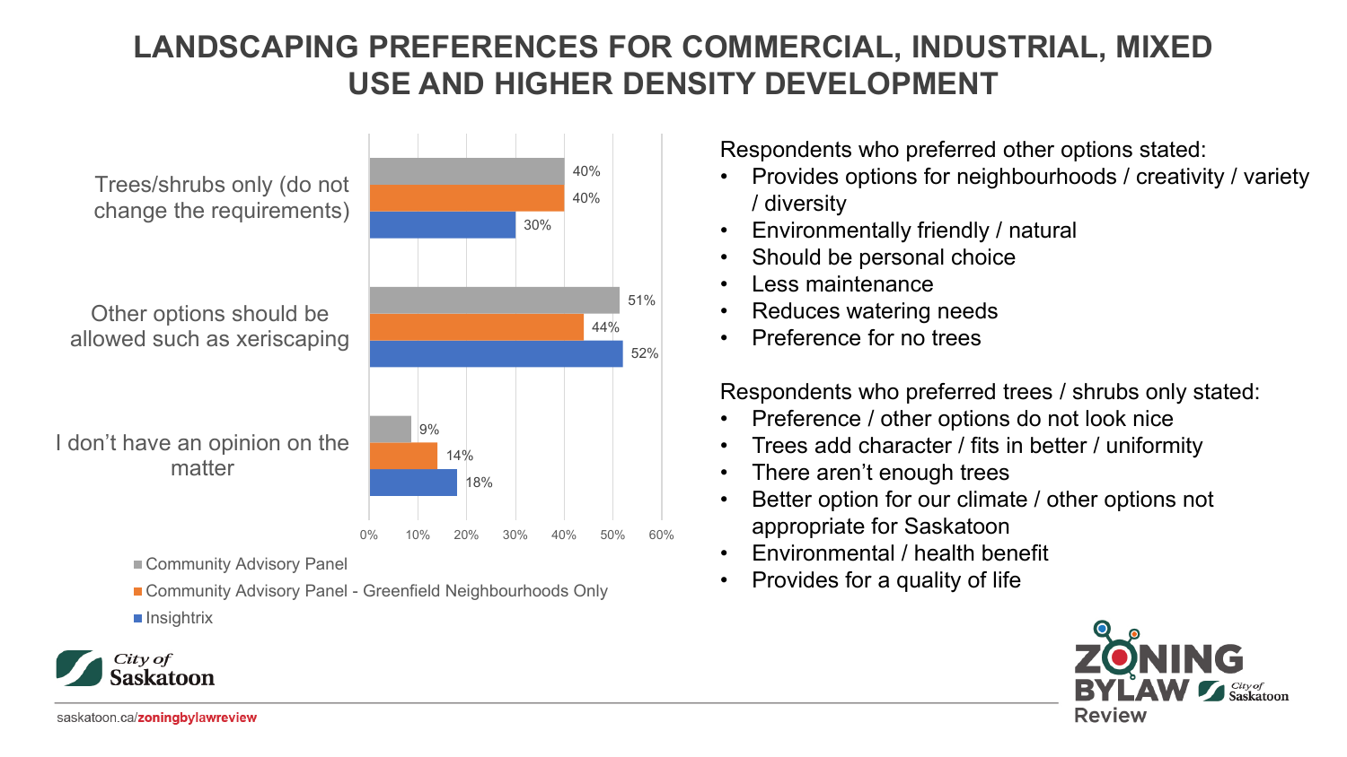# LANDSCAPING PREFERENCES FOR COMMERCIAL, INDUSTRIAL, MIXED USE AND HIGHER DENSITY DEVELOPMENT

| | Community Advisory Panel | Community Advisory Panel - Greenfield Neighbourhoods Only | Insightrix |
|---|---|---|---|
| Trees/shrubs only (do not change the requirements) | 40% | 40% | 30% |
| Other options should be allowed such as xeriscaping | 51% | 44% | 52% |
| I don't have an opinion on the matter | 9% | 14% | 18% |

Respondents who preferred other options stated:

- Provides options for neighbourhoods / creativity / variety / diversity
- Environmentally friendly / natural
- Should be personal choice
- Less maintenance
- Reduces watering needs
- Preference for no trees

Respondents who preferred trees / shrubs only stated:

- Preference / other options do not look nice
- Trees add character / fits in better / uniformity
- There aren't enough trees
- Better option for our climate / other options not appropriate for Saskatoon
- Environmental / health benefit
- Provides for a quality of life

saskatoon.ca/zoningbylawreview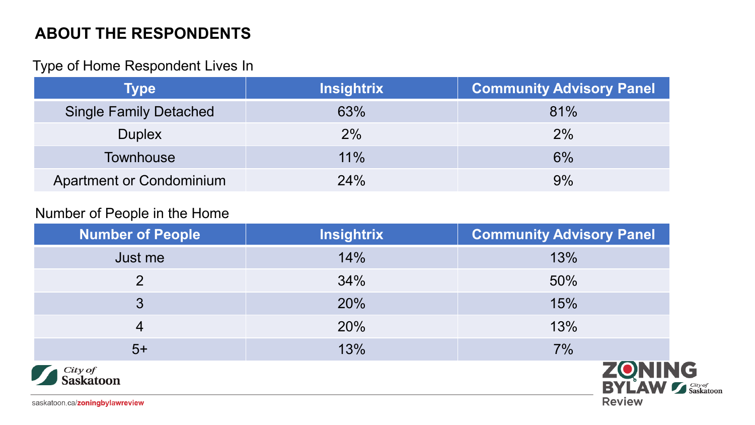## ABOUT THE RESPONDENTS

Type of Home Respondent Lives In

| Type | Insightrix | Community Advisory Panel |
| --- | --- | --- |
| Single Family Detached | 63% | 81% |
| Duplex | 2% | 2% |
| Townhouse | 11% | 6% |
| Apartment or Condominium | 24% | 9% |

Number of People in the Home

| Number of People | Insightrix | Community Advisory Panel |
| --- | --- | --- |
| Just me | 14% | 13% |
| 2 | 34% | 50% |
| 3 | 20% | 15% |
| 4 | 20% | 13% |
| 5+ | 13% | 7% |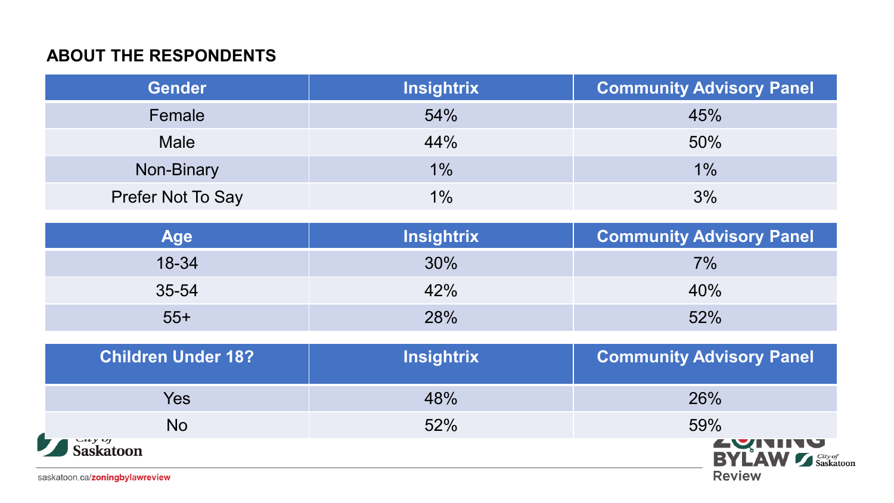## ABOUT THE RESPONDENTS

| Gender | Insightrix | Community Advisory Panel |
|---|---|---|
| Female | 54% | 45% |
| Male | 44% | 50% |
| Non-Binary | 1% | 1% |
| Prefer Not To Say | 1% | 3% |

| Age | Insightrix | Community Advisory Panel |
|---|---|---|
| 18-34 | 30% | 7% |
| 35-54 | 42% | 40% |
| 55+ | 28% | 52% |

| Children Under 18? | Insightrix | Community Advisory Panel |
|---|---|---|
| Yes | 48% | 26% |
| No | 52% | 59% |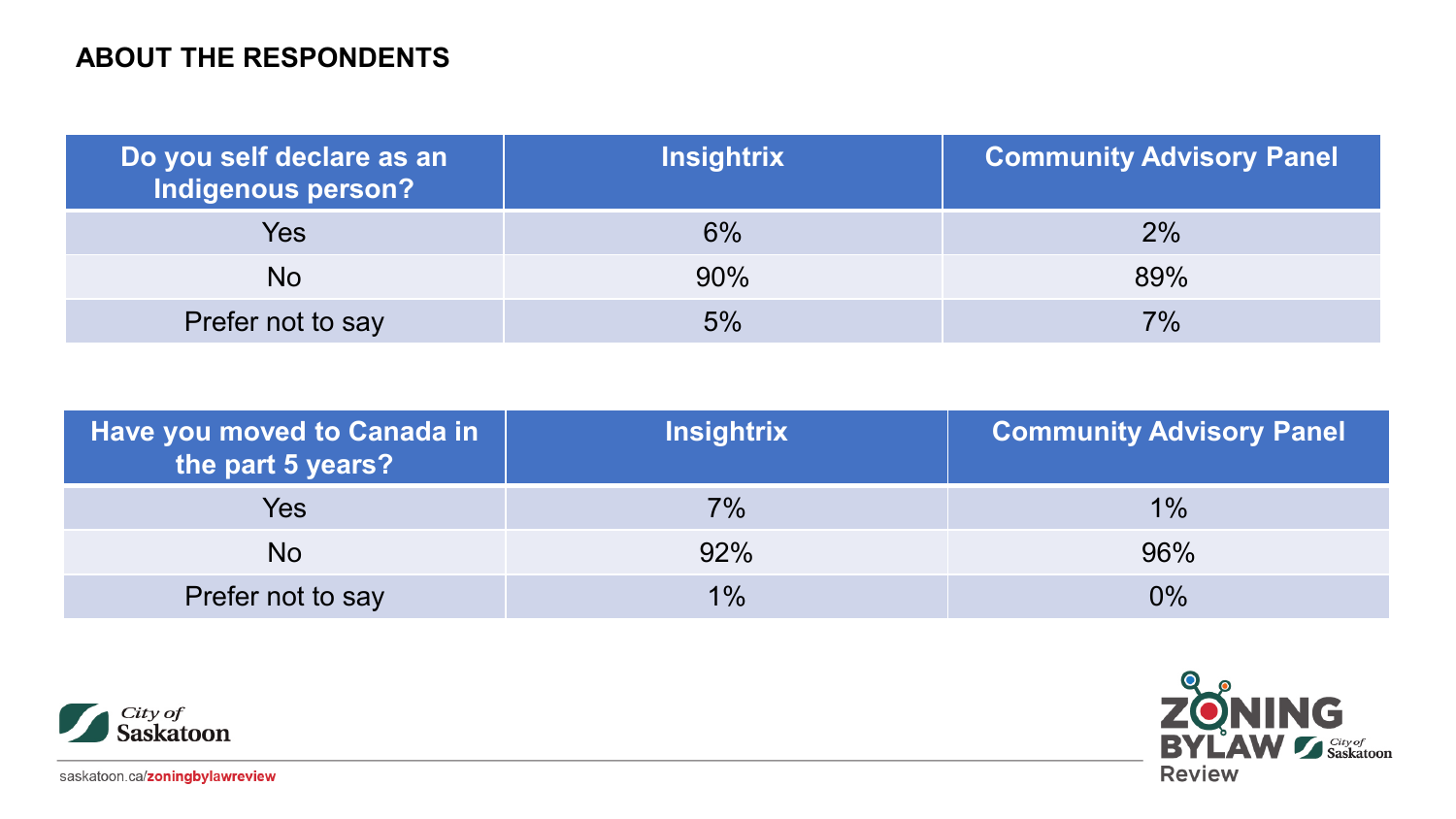## ABOUT THE RESPONDENTS

| Do you self declare as an Indigenous person? | Insightrix | Community Advisory Panel |
|---|---|---|
| Yes | 6% | 2% |
| No | 90% | 89% |
| Prefer not to say | 5% | 7% |

| Have you moved to Canada in the part 5 years? | Insightrix | Community Advisory Panel |
|---|---|---|
| Yes | 7% | 1% |
| No | 92% | 96% |
| Prefer not to say | 1% | 0% |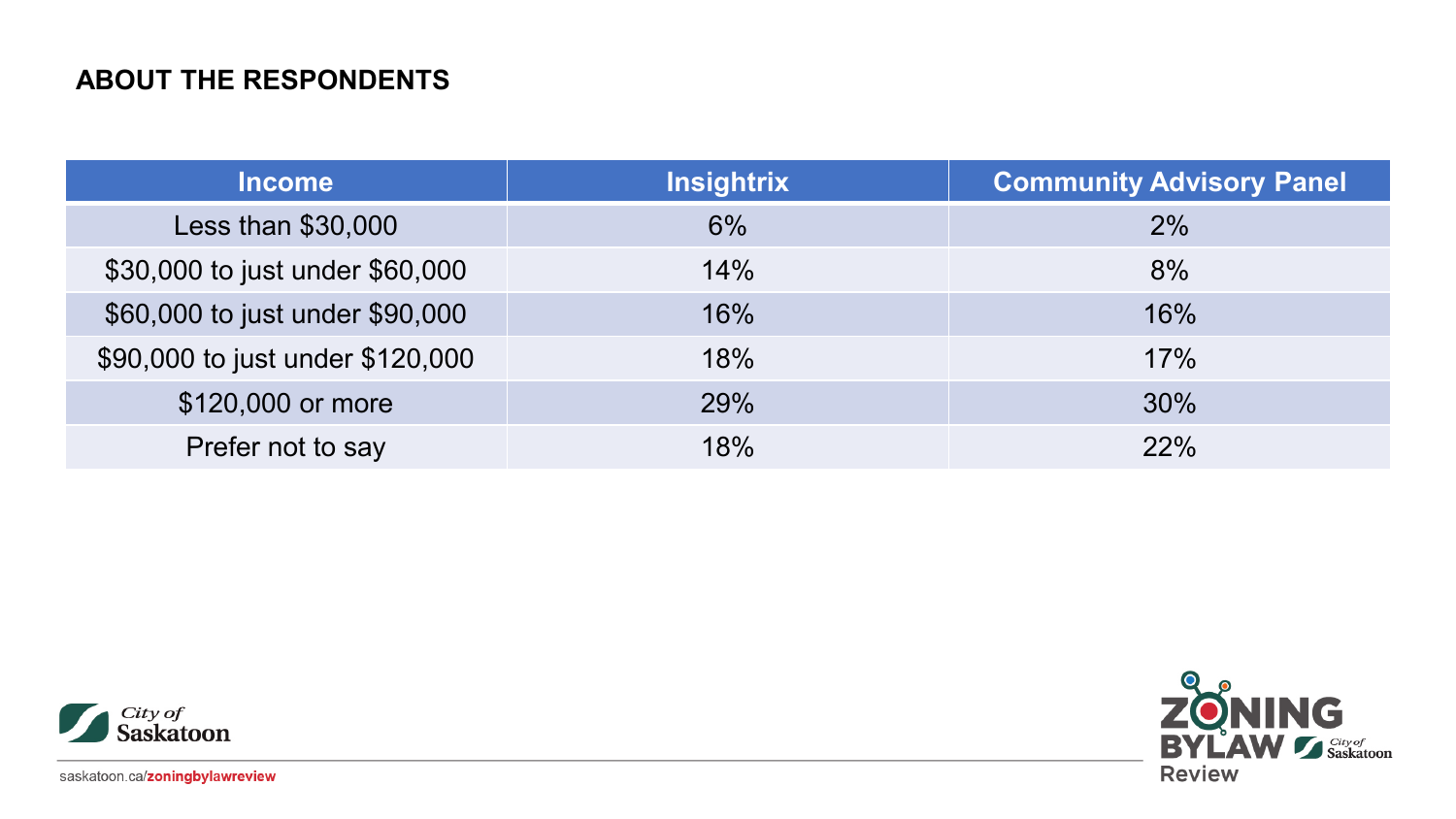## ABOUT THE RESPONDENTS

| Income | Insightrix | Community Advisory Panel |
|---|---|---|
| Less than $30,000 | 6% | 2% |
| $30,000 to just under $60,000 | 14% | 8% |
| $60,000 to just under $90,000 | 16% | 16% |
| $90,000 to just under $120,000 | 18% | 17% |
| $120,000 or more | 29% | 30% |
| Prefer not to say | 18% | 22% |